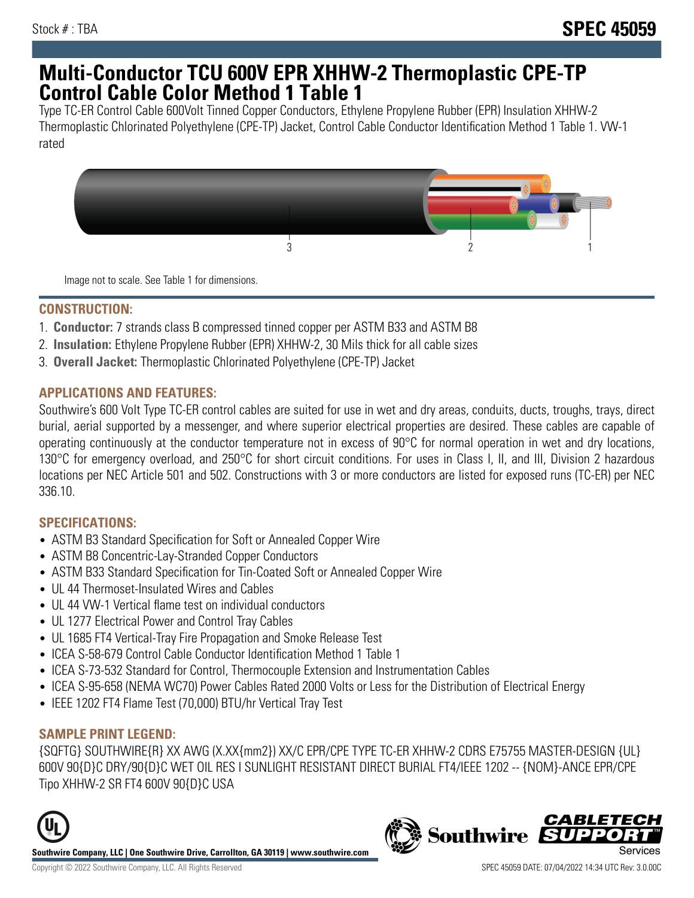Stock # : TBA

# SPEC 45059

# Multi-Conductor TCU 600V EPR XHHW-2 Thermoplastic CPE-TP Control Cable Color Method 1 Table 1

Type TC-ER Control Cable 600Volt Tinned Copper Conductors, Ethylene Propylene Rubber (EPR) Insulation XHHW-2 Thermoplastic Chlorinated Polyethylene (CPE-TP) Jacket, Control Cable Conductor Identification Method 1 Table 1. VW-1 rated

3 2 1

Image not to scale. See Table 1 for dimensions.

## CONSTRUCTION:

1. **Conductor:** 7 strands class B compressed tinned copper per ASTM B33 and ASTM B8
2. **Insulation:** Ethylene Propylene Rubber (EPR) XHHW-2, 30 Mils thick for all cable sizes
3. **Overall Jacket:** Thermoplastic Chlorinated Polyethylene (CPE-TP) Jacket

## APPLICATIONS AND FEATURES:

Southwire's 600 Volt Type TC-ER control cables are suited for use in wet and dry areas, conduits, ducts, troughs, trays, direct burial, aerial supported by a messenger, and where superior electrical properties are desired. These cables are capable of operating continuously at the conductor temperature not in excess of 90°C for normal operation in wet and dry locations, 130°C for emergency overload, and 250°C for short circuit conditions. For uses in Class I, II, and III, Division 2 hazardous locations per NEC Article 501 and 502. Constructions with 3 or more conductors are listed for exposed runs (TC-ER) per NEC 336.10.

## SPECIFICATIONS:

- ASTM B3 Standard Specification for Soft or Annealed Copper Wire
- ASTM B8 Concentric-Lay-Stranded Copper Conductors
- ASTM B33 Standard Specification for Tin-Coated Soft or Annealed Copper Wire
- UL 44 Thermoset-Insulated Wires and Cables
- UL 44 VW-1 Vertical flame test on individual conductors
- UL 1277 Electrical Power and Control Tray Cables
- UL 1685 FT4 Vertical-Tray Fire Propagation and Smoke Release Test
- ICEA S-58-679 Control Cable Conductor Identification Method 1 Table 1
- ICEA S-73-532 Standard for Control, Thermocouple Extension and Instrumentation Cables
- ICEA S-95-658 (NEMA WC70) Power Cables Rated 2000 Volts or Less for the Distribution of Electrical Energy
- IEEE 1202 FT4 Flame Test (70,000) BTU/hr Vertical Tray Test

## SAMPLE PRINT LEGEND:

{SQFTG} SOUTHWIRE{R} XX AWG (X.XX{mm2}) XX/C EPR/CPE TYPE TC-ER XHHW-2 CDRS E75755 MASTER-DESIGN {UL} 600V 90{D}C DRY/90{D}C WET OIL RES I SUNLIGHT RESISTANT DIRECT BURIAL FT4/IEEE 1202 -- {NOM}-ANCE EPR/CPE Tipo XHHW-2 SR FT4 600V 90{D}C USA

**Southwire Company, LLC | One Southwire Drive, Carrollton, GA 30119 | www.southwire.com**

Copyright © 2022 Southwire Company, LLC. All Rights Reserved

SPEC 45059 DATE: 07/04/2022 14:34 UTC Rev: 3.0.00C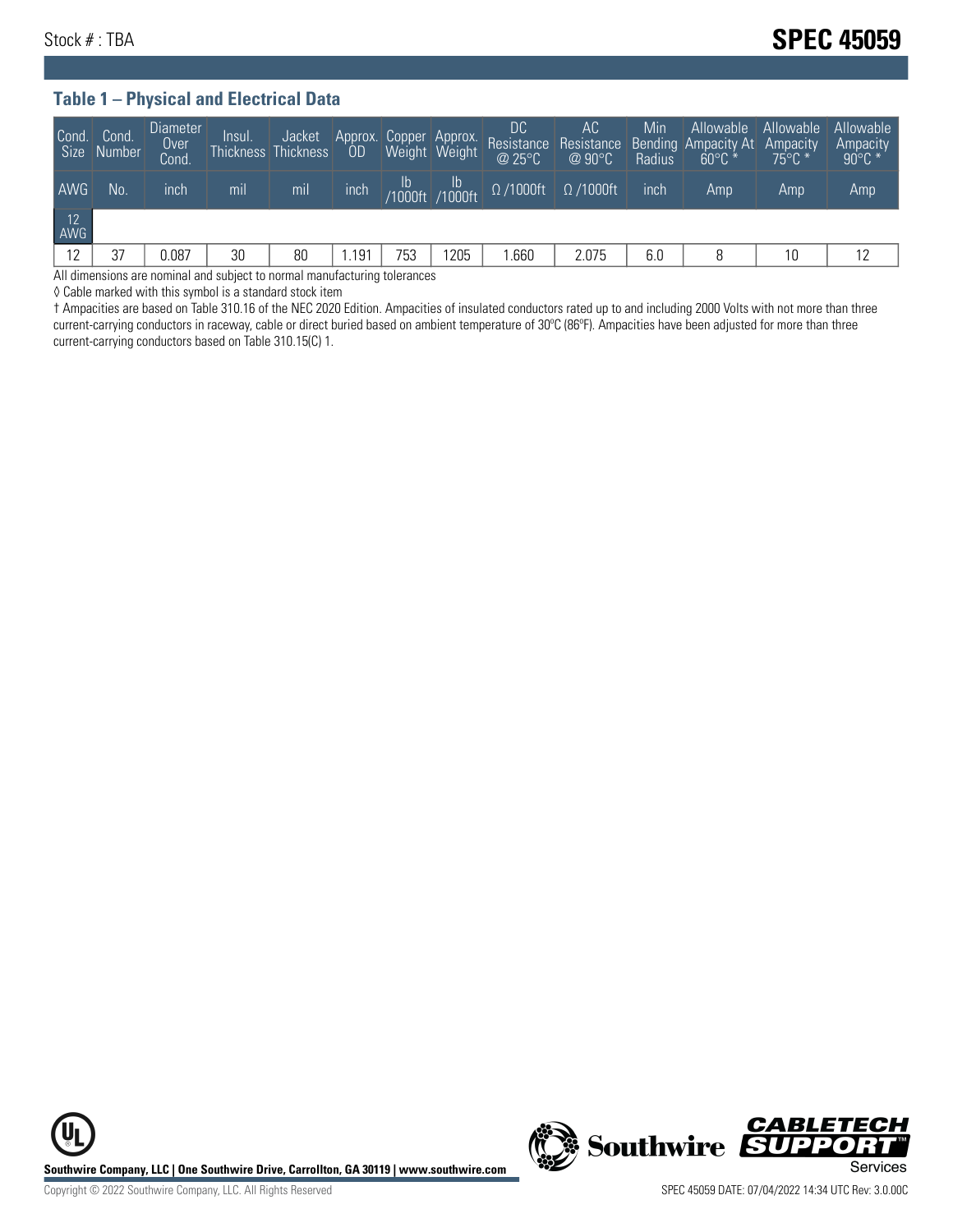### Table 1 – Physical and Electrical Data

| Cond. Size | Cond. Number | Diameter Over Cond. | Insul. Thickness | Jacket Thickness | Approx. OD | Copper Weight | Approx. Weight | DC Resistance @ 25°C | AC Resistance @ 90°C | Min Bending Radius | Allowable Ampacity At 60°C * | Allowable Ampacity 75°C * | Allowable Ampacity 90°C * |
|---|---|---|---|---|---|---|---|---|---|---|---|---|---|
| AWG | No. | inch | mil | mil | inch | lb /1000ft | lb /1000ft | Ω /1000ft | Ω /1000ft | inch | Amp | Amp | Amp |
| 12 AWG | | | | | | | | | | | | | |
| 12 | 37 | 0.087 | 30 | 80 | 1.191 | 753 | 1205 | 1.660 | 2.075 | 6.0 | 8 | 10 | 12 |

All dimensions are nominal and subject to normal manufacturing tolerances

◊ Cable marked with this symbol is a standard stock item

† Ampacities are based on Table 310.16 of the NEC 2020 Edition. Ampacities of insulated conductors rated up to and including 2000 Volts with not more than three current-carrying conductors in raceway, cable or direct buried based on ambient temperature of 30ºC (86ºF). Ampacities have been adjusted for more than three current-carrying conductors based on Table 310.15(C) 1.

**Southwire Company, LLC | One Southwire Drive, Carrollton, GA 30119 | www.southwire.com**

Copyright © 2022 Southwire Company, LLC. All Rights Reserved

SPEC 45059 DATE: 07/04/2022 14:34 UTC Rev: 3.0.00C